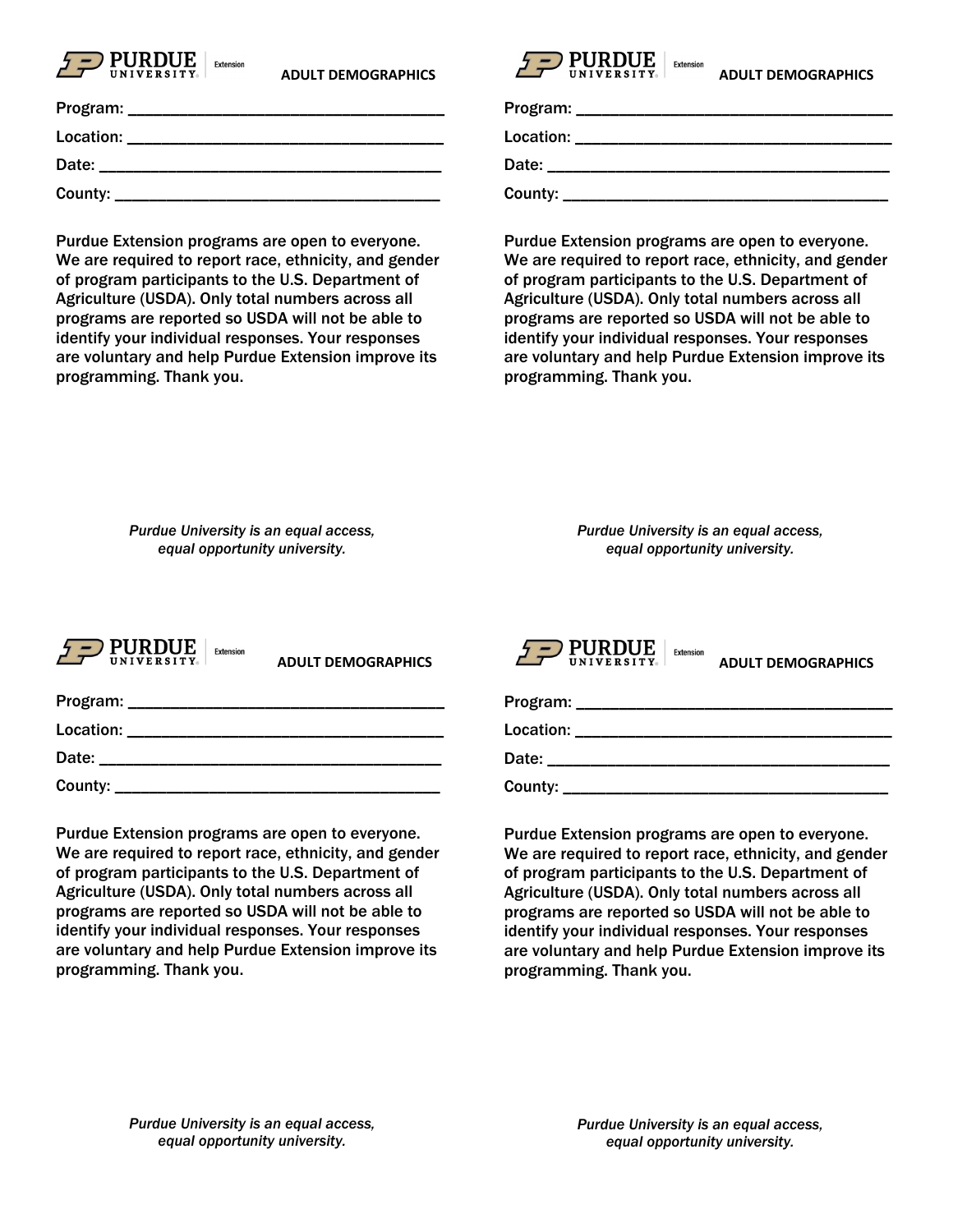PURDUE UNIVERSITY | Extension

**ADULT DEMOGRAPHICS**

Program: ______________________________________

Location: ______________________________________

Date: ________________________________________

County: _______________________________________

Purdue Extension programs are open to everyone. We are required to report race, ethnicity, and gender of program participants to the U.S. Department of Agriculture (USDA). Only total numbers across all programs are reported so USDA will not be able to identify your individual responses. Your responses are voluntary and help Purdue Extension improve its programming. Thank you.

*Purdue University is an equal access, equal opportunity university.*

PURDUE UNIVERSITY | Extension

**ADULT DEMOGRAPHICS**

Program: ______________________________________

Location: ______________________________________

Date: ________________________________________

County: _______________________________________

Purdue Extension programs are open to everyone. We are required to report race, ethnicity, and gender of program participants to the U.S. Department of Agriculture (USDA). Only total numbers across all programs are reported so USDA will not be able to identify your individual responses. Your responses are voluntary and help Purdue Extension improve its programming. Thank you.

*Purdue University is an equal access, equal opportunity university.*

PURDUE UNIVERSITY | Extension

**ADULT DEMOGRAPHICS**

Program: ______________________________________

Location: ______________________________________

Date: ________________________________________

County: _______________________________________

Purdue Extension programs are open to everyone. We are required to report race, ethnicity, and gender of program participants to the U.S. Department of Agriculture (USDA). Only total numbers across all programs are reported so USDA will not be able to identify your individual responses. Your responses are voluntary and help Purdue Extension improve its programming. Thank you.

*Purdue University is an equal access, equal opportunity university.*

PURDUE UNIVERSITY | Extension

**ADULT DEMOGRAPHICS**

Program: ______________________________________

Location: ______________________________________

Date: ________________________________________

County: _______________________________________

Purdue Extension programs are open to everyone. We are required to report race, ethnicity, and gender of program participants to the U.S. Department of Agriculture (USDA). Only total numbers across all programs are reported so USDA will not be able to identify your individual responses. Your responses are voluntary and help Purdue Extension improve its programming. Thank you.

*Purdue University is an equal access, equal opportunity university.*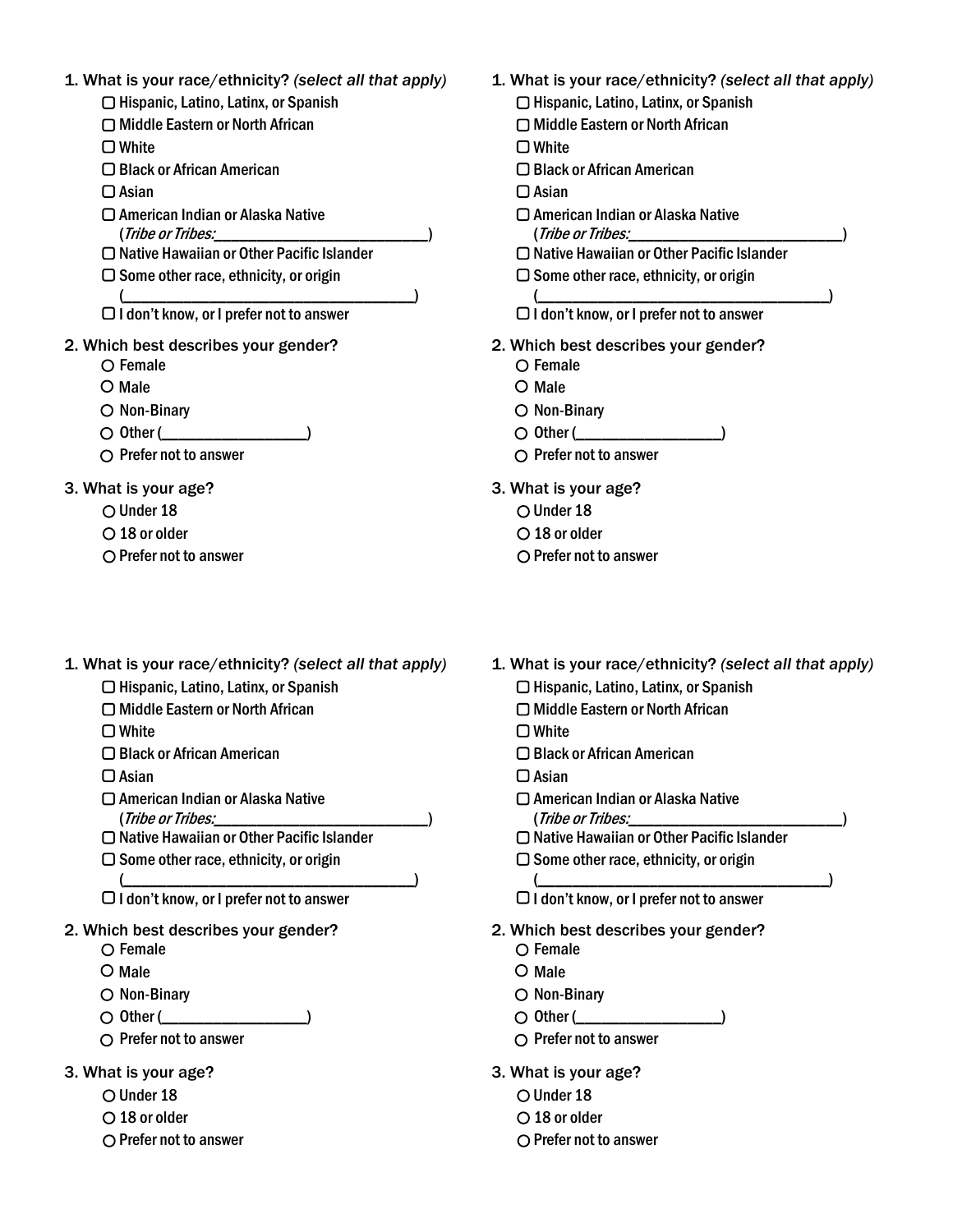1. What is your race/ethnicity? *(select all that apply)*
   - ☐ Hispanic, Latino, Latinx, or Spanish
   - ☐ Middle Eastern or North African
   - ☐ White
   - ☐ Black or African American
   - ☐ Asian
   - ☐ American Indian or Alaska Native (*Tribe or Tribes:*___________________________)
   - ☐ Native Hawaiian or Other Pacific Islander
   - ☐ Some other race, ethnicity, or origin (_____________________________________)
   - ☐ I don't know, or I prefer not to answer

2. Which best describes your gender?
   - ○ Female
   - ○ Male
   - ○ Non-Binary
   - ○ Other (__________________)
   - ○ Prefer not to answer

3. What is your age?
   - ○ Under 18
   - ○ 18 or older
   - ○ Prefer not to answer

1. What is your race/ethnicity? *(select all that apply)*
   - ☐ Hispanic, Latino, Latinx, or Spanish
   - ☐ Middle Eastern or North African
   - ☐ White
   - ☐ Black or African American
   - ☐ Asian
   - ☐ American Indian or Alaska Native (*Tribe or Tribes:*___________________________)
   - ☐ Native Hawaiian or Other Pacific Islander
   - ☐ Some other race, ethnicity, or origin (_____________________________________)
   - ☐ I don't know, or I prefer not to answer

2. Which best describes your gender?
   - ○ Female
   - ○ Male
   - ○ Non-Binary
   - ○ Other (__________________)
   - ○ Prefer not to answer

3. What is your age?
   - ○ Under 18
   - ○ 18 or older
   - ○ Prefer not to answer

1. What is your race/ethnicity? *(select all that apply)*
   - ☐ Hispanic, Latino, Latinx, or Spanish
   - ☐ Middle Eastern or North African
   - ☐ White
   - ☐ Black or African American
   - ☐ Asian
   - ☐ American Indian or Alaska Native (*Tribe or Tribes:*___________________________)
   - ☐ Native Hawaiian or Other Pacific Islander
   - ☐ Some other race, ethnicity, or origin (_____________________________________)
   - ☐ I don't know, or I prefer not to answer

2. Which best describes your gender?
   - ○ Female
   - ○ Male
   - ○ Non-Binary
   - ○ Other (__________________)
   - ○ Prefer not to answer

3. What is your age?
   - ○ Under 18
   - ○ 18 or older
   - ○ Prefer not to answer

1. What is your race/ethnicity? *(select all that apply)*
   - ☐ Hispanic, Latino, Latinx, or Spanish
   - ☐ Middle Eastern or North African
   - ☐ White
   - ☐ Black or African American
   - ☐ Asian
   - ☐ American Indian or Alaska Native (*Tribe or Tribes:*___________________________)
   - ☐ Native Hawaiian or Other Pacific Islander
   - ☐ Some other race, ethnicity, or origin (_____________________________________)
   - ☐ I don't know, or I prefer not to answer

2. Which best describes your gender?
   - ○ Female
   - ○ Male
   - ○ Non-Binary
   - ○ Other (__________________)
   - ○ Prefer not to answer

3. What is your age?
   - ○ Under 18
   - ○ 18 or older
   - ○ Prefer not to answer